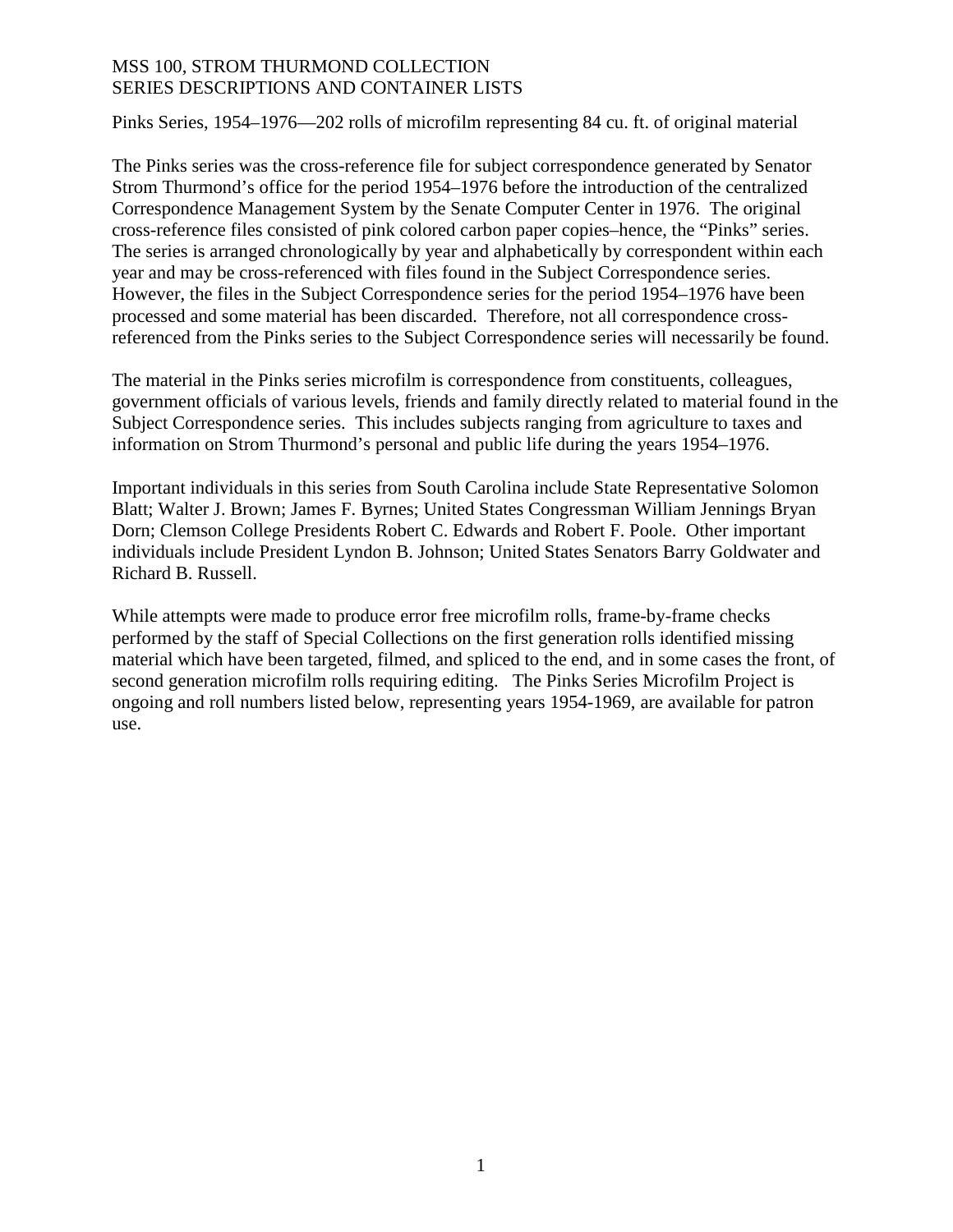MSS 100, STROM THURMOND COLLECTION
SERIES DESCRIPTIONS AND CONTAINER LISTS

Pinks Series, 1954–1976—202 rolls of microfilm representing 84 cu. ft. of original material

The Pinks series was the cross-reference file for subject correspondence generated by Senator Strom Thurmond's office for the period 1954–1976 before the introduction of the centralized Correspondence Management System by the Senate Computer Center in 1976. The original cross-reference files consisted of pink colored carbon paper copies–hence, the "Pinks" series. The series is arranged chronologically by year and alphabetically by correspondent within each year and may be cross-referenced with files found in the Subject Correspondence series. However, the files in the Subject Correspondence series for the period 1954–1976 have been processed and some material has been discarded. Therefore, not all correspondence cross-referenced from the Pinks series to the Subject Correspondence series will necessarily be found.

The material in the Pinks series microfilm is correspondence from constituents, colleagues, government officials of various levels, friends and family directly related to material found in the Subject Correspondence series. This includes subjects ranging from agriculture to taxes and information on Strom Thurmond's personal and public life during the years 1954–1976.

Important individuals in this series from South Carolina include State Representative Solomon Blatt; Walter J. Brown; James F. Byrnes; United States Congressman William Jennings Bryan Dorn; Clemson College Presidents Robert C. Edwards and Robert F. Poole. Other important individuals include President Lyndon B. Johnson; United States Senators Barry Goldwater and Richard B. Russell.

While attempts were made to produce error free microfilm rolls, frame-by-frame checks performed by the staff of Special Collections on the first generation rolls identified missing material which have been targeted, filmed, and spliced to the end, and in some cases the front, of second generation microfilm rolls requiring editing. The Pinks Series Microfilm Project is ongoing and roll numbers listed below, representing years 1954-1969, are available for patron use.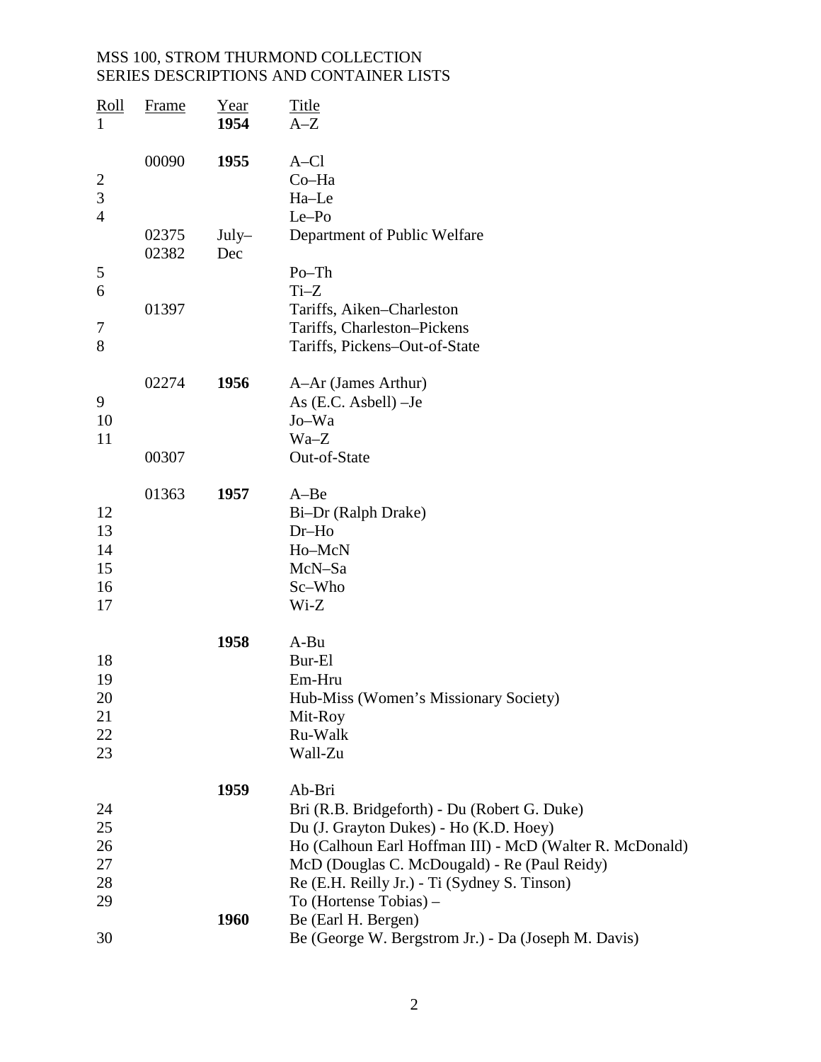MSS 100, STROM THURMOND COLLECTION
SERIES DESCRIPTIONS AND CONTAINER LISTS

| Roll | Frame | Year | Title |
|---|---|---|---|
| 1 | | **1954** | A–Z |
| | 00090 | **1955** | A–Cl |
| 2 | | | Co–Ha |
| 3 | | | Ha–Le |
| 4 | | | Le–Po |
| | 02375 02382 | July– Dec | Department of Public Welfare |
| 5 | | | Po–Th |
| 6 | | | Ti–Z |
| | 01397 | | Tariffs, Aiken–Charleston |
| 7 | | | Tariffs, Charleston–Pickens |
| 8 | | | Tariffs, Pickens–Out-of-State |
| | 02274 | **1956** | A–Ar (James Arthur) |
| 9 | | | As (E.C. Asbell) –Je |
| 10 | | | Jo–Wa |
| 11 | | | Wa–Z |
| | 00307 | | Out-of-State |
| | 01363 | **1957** | A–Be |
| 12 | | | Bi–Dr (Ralph Drake) |
| 13 | | | Dr–Ho |
| 14 | | | Ho–McN |
| 15 | | | McN–Sa |
| 16 | | | Sc–Who |
| 17 | | | Wi-Z |
| | | **1958** | A-Bu |
| 18 | | | Bur-El |
| 19 | | | Em-Hru |
| 20 | | | Hub-Miss (Women's Missionary Society) |
| 21 | | | Mit-Roy |
| 22 | | | Ru-Walk |
| 23 | | | Wall-Zu |
| | | **1959** | Ab-Bri |
| 24 | | | Bri (R.B. Bridgeforth) - Du (Robert G. Duke) |
| 25 | | | Du (J. Grayton Dukes) - Ho (K.D. Hoey) |
| 26 | | | Ho (Calhoun Earl Hoffman III) - McD (Walter R. McDonald) |
| 27 | | | McD (Douglas C. McDougald) - Re (Paul Reidy) |
| 28 | | | Re (E.H. Reilly Jr.) - Ti (Sydney S. Tinson) |
| 29 | | | To (Hortense Tobias) – |
| | | **1960** | Be (Earl H. Bergen) |
| 30 | | | Be (George W. Bergstrom Jr.) - Da (Joseph M. Davis) |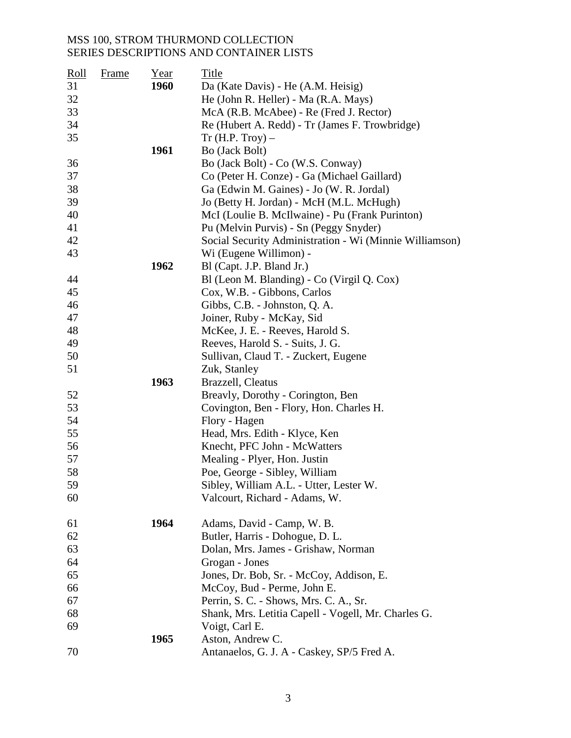MSS 100, STROM THURMOND COLLECTION
SERIES DESCRIPTIONS AND CONTAINER LISTS

| Roll | Frame | Year | Title |
|---|---|---|---|
| 31 | | **1960** | Da (Kate Davis) - He (A.M. Heisig) |
| 32 | | | He (John R. Heller) - Ma (R.A. Mays) |
| 33 | | | McA (R.B. McAbee) - Re (Fred J. Rector) |
| 34 | | | Re (Hubert A. Redd) - Tr (James F. Trowbridge) |
| 35 | | | Tr (H.P. Troy) – |
| | | **1961** | Bo (Jack Bolt) |
| 36 | | | Bo (Jack Bolt) - Co (W.S. Conway) |
| 37 | | | Co (Peter H. Conze) - Ga (Michael Gaillard) |
| 38 | | | Ga (Edwin M. Gaines) - Jo (W. R. Jordal) |
| 39 | | | Jo (Betty H. Jordan) - McH (M.L. McHugh) |
| 40 | | | McI (Loulie B. McIlwaine) - Pu (Frank Purinton) |
| 41 | | | Pu (Melvin Purvis) - Sn (Peggy Snyder) |
| 42 | | | Social Security Administration - Wi (Minnie Williamson) |
| 43 | | | Wi (Eugene Willimon) - |
| | | **1962** | Bl (Capt. J.P. Bland Jr.) |
| 44 | | | Bl (Leon M. Blanding) - Co (Virgil Q. Cox) |
| 45 | | | Cox, W.B. - Gibbons, Carlos |
| 46 | | | Gibbs, C.B. - Johnston, Q. A. |
| 47 | | | Joiner, Ruby - McKay, Sid |
| 48 | | | McKee, J. E. - Reeves, Harold S. |
| 49 | | | Reeves, Harold S. - Suits, J. G. |
| 50 | | | Sullivan, Claud T. - Zuckert, Eugene |
| 51 | | | Zuk, Stanley |
| | | **1963** | Brazzell, Cleatus |
| 52 | | | Breavly, Dorothy - Corington, Ben |
| 53 | | | Covington, Ben - Flory, Hon. Charles H. |
| 54 | | | Flory - Hagen |
| 55 | | | Head, Mrs. Edith - Klyce, Ken |
| 56 | | | Knecht, PFC John - McWatters |
| 57 | | | Mealing - Plyer, Hon. Justin |
| 58 | | | Poe, George - Sibley, William |
| 59 | | | Sibley, William A.L. - Utter, Lester W. |
| 60 | | | Valcourt, Richard - Adams, W. |
| 61 | | **1964** | Adams, David - Camp, W. B. |
| 62 | | | Butler, Harris - Dohogue, D. L. |
| 63 | | | Dolan, Mrs. James - Grishaw, Norman |
| 64 | | | Grogan - Jones |
| 65 | | | Jones, Dr. Bob, Sr. - McCoy, Addison, E. |
| 66 | | | McCoy, Bud - Perme, John E. |
| 67 | | | Perrin, S. C. - Shows, Mrs. C. A., Sr. |
| 68 | | | Shank, Mrs. Letitia Capell - Vogell, Mr. Charles G. |
| 69 | | | Voigt, Carl E. |
| | | **1965** | Aston, Andrew C. |
| 70 | | | Antanaelos, G. J. A - Caskey, SP/5 Fred A. |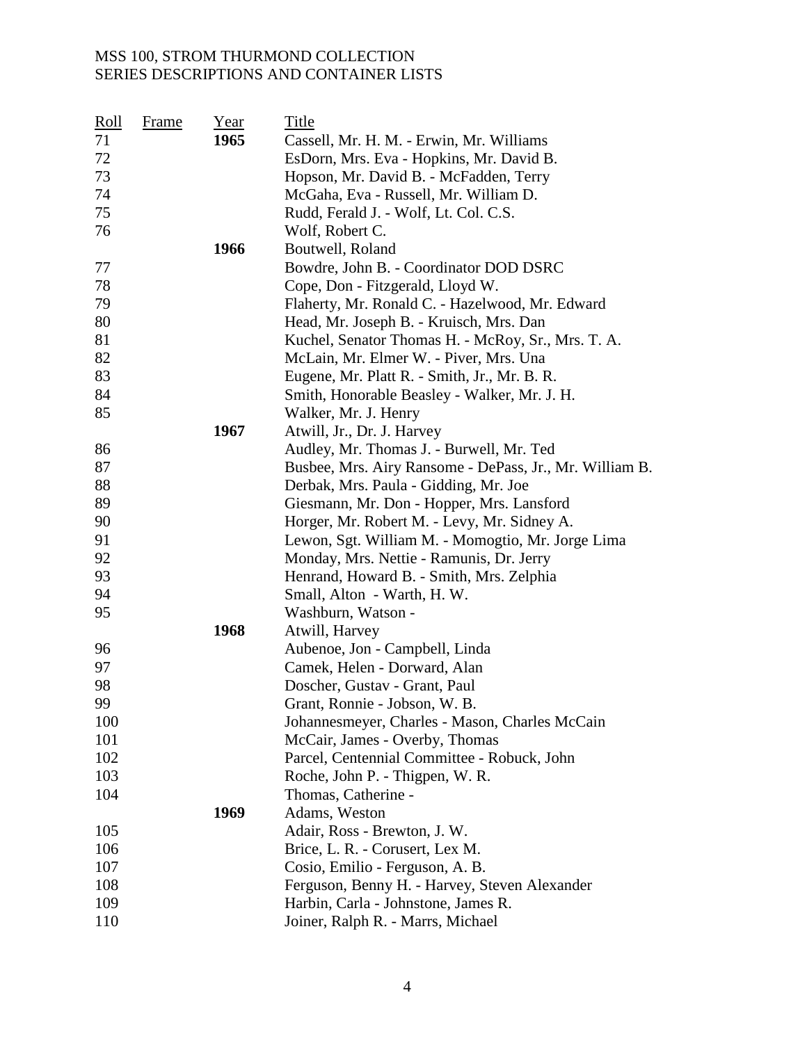| Roll | Frame | Year | Title |
| --- | --- | --- | --- |
| 71 | | **1965** | Cassell, Mr. H. M. - Erwin, Mr. Williams |
| 72 | | | EsDorn, Mrs. Eva - Hopkins, Mr. David B. |
| 73 | | | Hopson, Mr. David B. - McFadden, Terry |
| 74 | | | McGaha, Eva - Russell, Mr. William D. |
| 75 | | | Rudd, Ferald J. - Wolf, Lt. Col. C.S. |
| 76 | | | Wolf, Robert C. |
| | | **1966** | Boutwell, Roland |
| 77 | | | Bowdre, John B. - Coordinator DOD DSRC |
| 78 | | | Cope, Don - Fitzgerald, Lloyd W. |
| 79 | | | Flaherty, Mr. Ronald C. - Hazelwood, Mr. Edward |
| 80 | | | Head, Mr. Joseph B. - Kruisch, Mrs. Dan |
| 81 | | | Kuchel, Senator Thomas H. - McRoy, Sr., Mrs. T. A. |
| 82 | | | McLain, Mr. Elmer W. - Piver, Mrs. Una |
| 83 | | | Eugene, Mr. Platt R. - Smith, Jr., Mr. B. R. |
| 84 | | | Smith, Honorable Beasley - Walker, Mr. J. H. |
| 85 | | | Walker, Mr. J. Henry |
| | | **1967** | Atwill, Jr., Dr. J. Harvey |
| 86 | | | Audley, Mr. Thomas J. - Burwell, Mr. Ted |
| 87 | | | Busbee, Mrs. Airy Ransome - DePass, Jr., Mr. William B. |
| 88 | | | Derbak, Mrs. Paula - Gidding, Mr. Joe |
| 89 | | | Giesmann, Mr. Don - Hopper, Mrs. Lansford |
| 90 | | | Horger, Mr. Robert M. - Levy, Mr. Sidney A. |
| 91 | | | Lewon, Sgt. William M. - Momogtio, Mr. Jorge Lima |
| 92 | | | Monday, Mrs. Nettie - Ramunis, Dr. Jerry |
| 93 | | | Henrand, Howard B. - Smith, Mrs. Zelphia |
| 94 | | | Small, Alton - Warth, H. W. |
| 95 | | | Washburn, Watson - |
| | | **1968** | Atwill, Harvey |
| 96 | | | Aubenoe, Jon - Campbell, Linda |
| 97 | | | Camek, Helen - Dorward, Alan |
| 98 | | | Doscher, Gustav - Grant, Paul |
| 99 | | | Grant, Ronnie - Jobson, W. B. |
| 100 | | | Johannesmeyer, Charles - Mason, Charles McCain |
| 101 | | | McCair, James - Overby, Thomas |
| 102 | | | Parcel, Centennial Committee - Robuck, John |
| 103 | | | Roche, John P. - Thigpen, W. R. |
| 104 | | | Thomas, Catherine - |
| | | **1969** | Adams, Weston |
| 105 | | | Adair, Ross - Brewton, J. W. |
| 106 | | | Brice, L. R. - Corusert, Lex M. |
| 107 | | | Cosio, Emilio - Ferguson, A. B. |
| 108 | | | Ferguson, Benny H. - Harvey, Steven Alexander |
| 109 | | | Harbin, Carla - Johnstone, James R. |
| 110 | | | Joiner, Ralph R. - Marrs, Michael |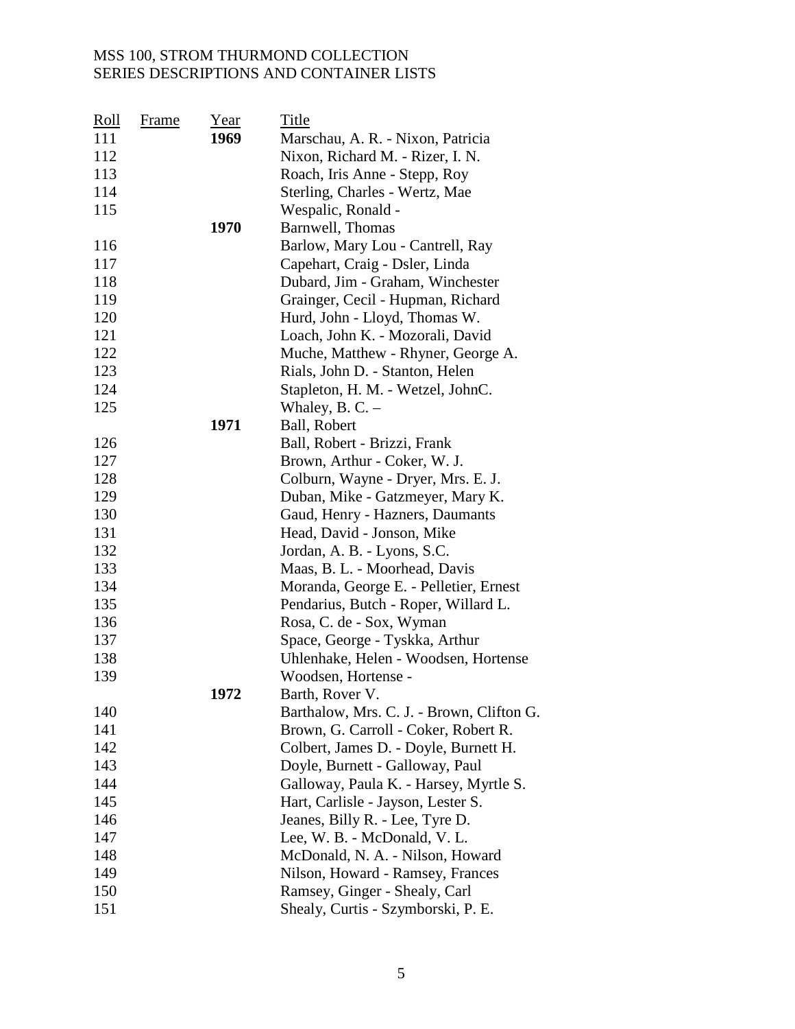MSS 100, STROM THURMOND COLLECTION
SERIES DESCRIPTIONS AND CONTAINER LISTS

| Roll | Frame | Year | Title |
|---|---|---|---|
| 111 | | **1969** | Marschau, A. R. - Nixon, Patricia |
| 112 | | | Nixon, Richard M. - Rizer, I. N. |
| 113 | | | Roach, Iris Anne - Stepp, Roy |
| 114 | | | Sterling, Charles - Wertz, Mae |
| 115 | | | Wespalic, Ronald - |
| | | **1970** | Barnwell, Thomas |
| 116 | | | Barlow, Mary Lou - Cantrell, Ray |
| 117 | | | Capehart, Craig - Dsler, Linda |
| 118 | | | Dubard, Jim - Graham, Winchester |
| 119 | | | Grainger, Cecil - Hupman, Richard |
| 120 | | | Hurd, John - Lloyd, Thomas W. |
| 121 | | | Loach, John K. - Mozorali, David |
| 122 | | | Muche, Matthew - Rhyner, George A. |
| 123 | | | Rials, John D. - Stanton, Helen |
| 124 | | | Stapleton, H. M. - Wetzel, JohnC. |
| 125 | | | Whaley, B. C. – |
| | | **1971** | Ball, Robert |
| 126 | | | Ball, Robert - Brizzi, Frank |
| 127 | | | Brown, Arthur - Coker, W. J. |
| 128 | | | Colburn, Wayne - Dryer, Mrs. E. J. |
| 129 | | | Duban, Mike - Gatzmeyer, Mary K. |
| 130 | | | Gaud, Henry - Hazners, Daumants |
| 131 | | | Head, David - Jonson, Mike |
| 132 | | | Jordan, A. B. - Lyons, S.C. |
| 133 | | | Maas, B. L. - Moorhead, Davis |
| 134 | | | Moranda, George E. - Pelletier, Ernest |
| 135 | | | Pendarius, Butch - Roper, Willard L. |
| 136 | | | Rosa, C. de - Sox, Wyman |
| 137 | | | Space, George - Tyskka, Arthur |
| 138 | | | Uhlenhake, Helen - Woodsen, Hortense |
| 139 | | | Woodsen, Hortense - |
| | | **1972** | Barth, Rover V. |
| 140 | | | Barthalow, Mrs. C. J. - Brown, Clifton G. |
| 141 | | | Brown, G. Carroll - Coker, Robert R. |
| 142 | | | Colbert, James D. - Doyle, Burnett H. |
| 143 | | | Doyle, Burnett - Galloway, Paul |
| 144 | | | Galloway, Paula K. - Harsey, Myrtle S. |
| 145 | | | Hart, Carlisle - Jayson, Lester S. |
| 146 | | | Jeanes, Billy R. - Lee, Tyre D. |
| 147 | | | Lee, W. B. - McDonald, V. L. |
| 148 | | | McDonald, N. A. - Nilson, Howard |
| 149 | | | Nilson, Howard - Ramsey, Frances |
| 150 | | | Ramsey, Ginger - Shealy, Carl |
| 151 | | | Shealy, Curtis - Szymborski, P. E. |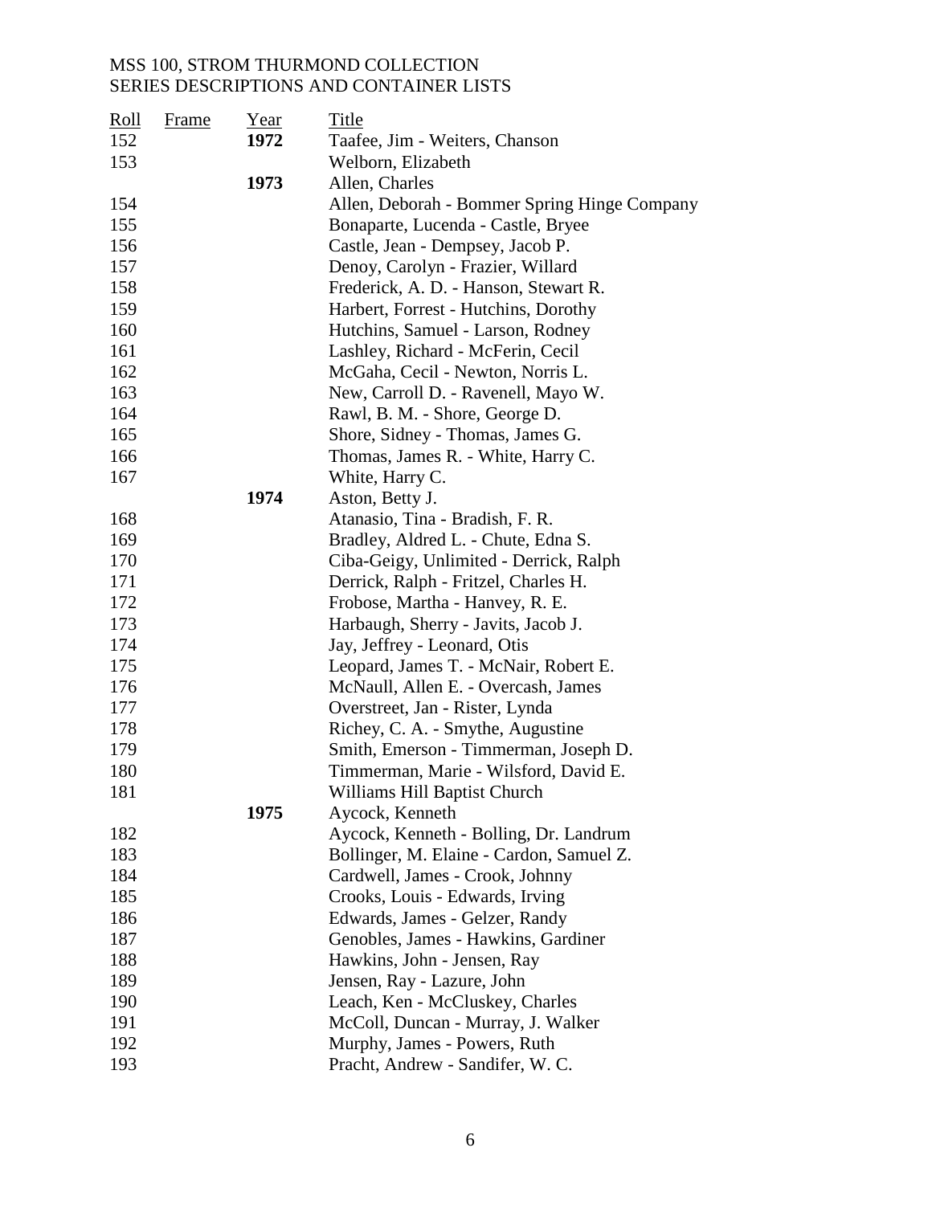MSS 100, STROM THURMOND COLLECTION
SERIES DESCRIPTIONS AND CONTAINER LISTS

| Roll | Frame | Year | Title |
|---|---|---|---|
| 152 | | **1972** | Taafee, Jim - Weiters, Chanson |
| 153 | | | Welborn, Elizabeth |
| | | **1973** | Allen, Charles |
| 154 | | | Allen, Deborah - Bommer Spring Hinge Company |
| 155 | | | Bonaparte, Lucenda - Castle, Bryee |
| 156 | | | Castle, Jean - Dempsey, Jacob P. |
| 157 | | | Denoy, Carolyn - Frazier, Willard |
| 158 | | | Frederick, A. D. - Hanson, Stewart R. |
| 159 | | | Harbert, Forrest - Hutchins, Dorothy |
| 160 | | | Hutchins, Samuel - Larson, Rodney |
| 161 | | | Lashley, Richard - McFerin, Cecil |
| 162 | | | McGaha, Cecil - Newton, Norris L. |
| 163 | | | New, Carroll D. - Ravenell, Mayo W. |
| 164 | | | Rawl, B. M. - Shore, George D. |
| 165 | | | Shore, Sidney - Thomas, James G. |
| 166 | | | Thomas, James R. - White, Harry C. |
| 167 | | | White, Harry C. |
| | | **1974** | Aston, Betty J. |
| 168 | | | Atanasio, Tina - Bradish, F. R. |
| 169 | | | Bradley, Aldred L. - Chute, Edna S. |
| 170 | | | Ciba-Geigy, Unlimited - Derrick, Ralph |
| 171 | | | Derrick, Ralph - Fritzel, Charles H. |
| 172 | | | Frobose, Martha - Hanvey, R. E. |
| 173 | | | Harbaugh, Sherry - Javits, Jacob J. |
| 174 | | | Jay, Jeffrey - Leonard, Otis |
| 175 | | | Leopard, James T. - McNair, Robert E. |
| 176 | | | McNaull, Allen E. - Overcash, James |
| 177 | | | Overstreet, Jan - Rister, Lynda |
| 178 | | | Richey, C. A. - Smythe, Augustine |
| 179 | | | Smith, Emerson - Timmerman, Joseph D. |
| 180 | | | Timmerman, Marie - Wilsford, David E. |
| 181 | | | Williams Hill Baptist Church |
| | | **1975** | Aycock, Kenneth |
| 182 | | | Aycock, Kenneth - Bolling, Dr. Landrum |
| 183 | | | Bollinger, M. Elaine - Cardon, Samuel Z. |
| 184 | | | Cardwell, James - Crook, Johnny |
| 185 | | | Crooks, Louis - Edwards, Irving |
| 186 | | | Edwards, James - Gelzer, Randy |
| 187 | | | Genobles, James - Hawkins, Gardiner |
| 188 | | | Hawkins, John - Jensen, Ray |
| 189 | | | Jensen, Ray - Lazure, John |
| 190 | | | Leach, Ken - McCluskey, Charles |
| 191 | | | McColl, Duncan - Murray, J. Walker |
| 192 | | | Murphy, James - Powers, Ruth |
| 193 | | | Pracht, Andrew - Sandifer, W. C. |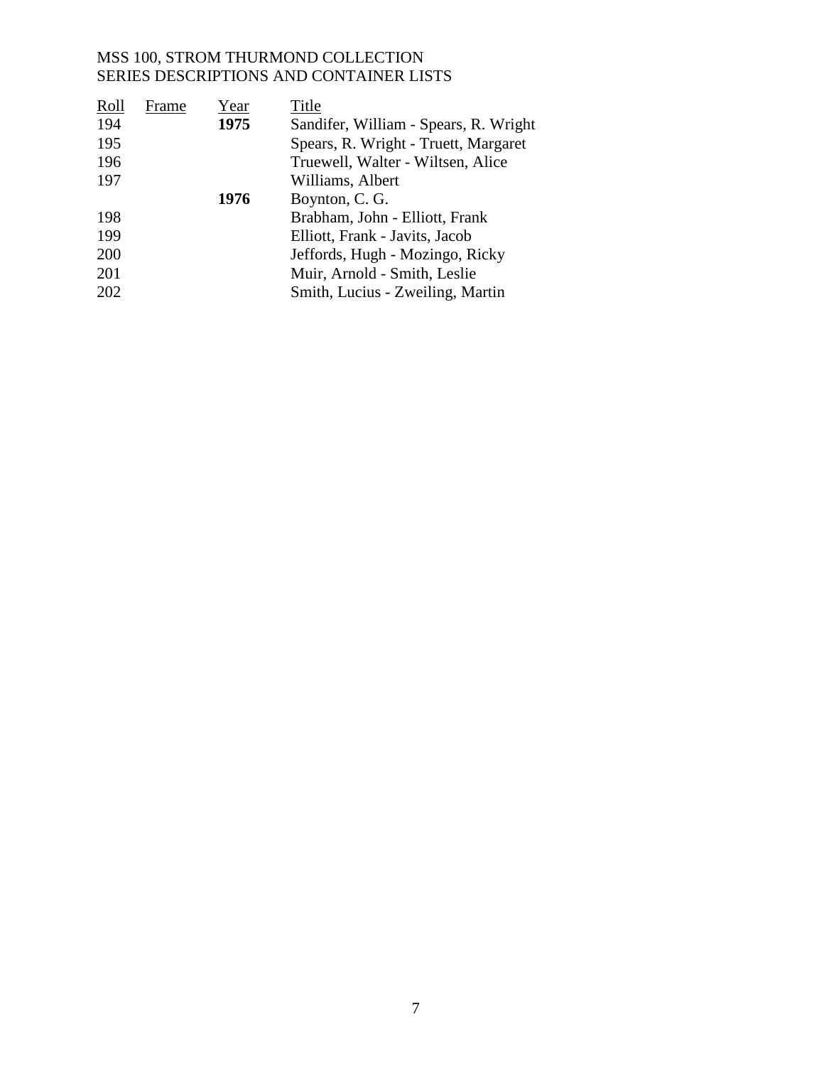| Roll | Frame | Year | Title |
| --- | --- | --- | --- |
| 194 | | **1975** | Sandifer, William - Spears, R. Wright |
| 195 | | | Spears, R. Wright - Truett, Margaret |
| 196 | | | Truewell, Walter - Wiltsen, Alice |
| 197 | | | Williams, Albert |
| | | **1976** | Boynton, C. G. |
| 198 | | | Brabham, John - Elliott, Frank |
| 199 | | | Elliott, Frank - Javits, Jacob |
| 200 | | | Jeffords, Hugh - Mozingo, Ricky |
| 201 | | | Muir, Arnold - Smith, Leslie |
| 202 | | | Smith, Lucius - Zweiling, Martin |